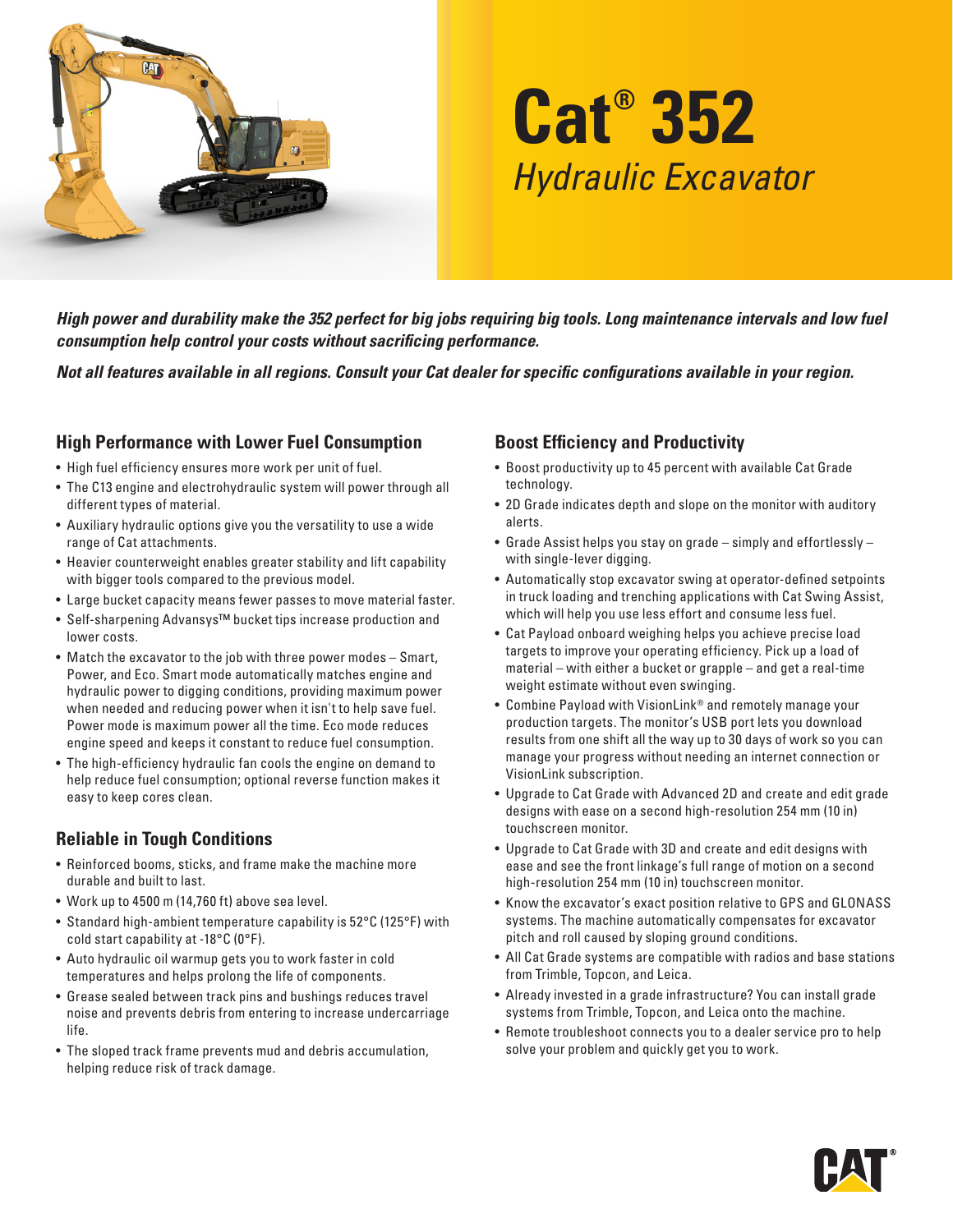# Cat® 352

## *Hydraulic Excavator*

***High power and durability make the 352 perfect for big jobs requiring big tools. Long maintenance intervals and low fuel consumption help control your costs without sacrificing performance.***

***Not all features available in all regions. Consult your Cat dealer for specific configurations available in your region.***

## High Performance with Lower Fuel Consumption

- High fuel efficiency ensures more work per unit of fuel.
- The C13 engine and electrohydraulic system will power through all different types of material.
- Auxiliary hydraulic options give you the versatility to use a wide range of Cat attachments.
- Heavier counterweight enables greater stability and lift capability with bigger tools compared to the previous model.
- Large bucket capacity means fewer passes to move material faster.
- Self-sharpening Advansys™ bucket tips increase production and lower costs.
- Match the excavator to the job with three power modes – Smart, Power, and Eco. Smart mode automatically matches engine and hydraulic power to digging conditions, providing maximum power when needed and reducing power when it isn't to help save fuel. Power mode is maximum power all the time. Eco mode reduces engine speed and keeps it constant to reduce fuel consumption.
- The high-efficiency hydraulic fan cools the engine on demand to help reduce fuel consumption; optional reverse function makes it easy to keep cores clean.

## Reliable in Tough Conditions

- Reinforced booms, sticks, and frame make the machine more durable and built to last.
- Work up to 4500 m (14,760 ft) above sea level.
- Standard high-ambient temperature capability is 52°C (125°F) with cold start capability at -18°C (0°F).
- Auto hydraulic oil warmup gets you to work faster in cold temperatures and helps prolong the life of components.
- Grease sealed between track pins and bushings reduces travel noise and prevents debris from entering to increase undercarriage life.
- The sloped track frame prevents mud and debris accumulation, helping reduce risk of track damage.

## Boost Efficiency and Productivity

- Boost productivity up to 45 percent with available Cat Grade technology.
- 2D Grade indicates depth and slope on the monitor with auditory alerts.
- Grade Assist helps you stay on grade – simply and effortlessly – with single-lever digging.
- Automatically stop excavator swing at operator-defined setpoints in truck loading and trenching applications with Cat Swing Assist, which will help you use less effort and consume less fuel.
- Cat Payload onboard weighing helps you achieve precise load targets to improve your operating efficiency. Pick up a load of material – with either a bucket or grapple – and get a real-time weight estimate without even swinging.
- Combine Payload with VisionLink® and remotely manage your production targets. The monitor's USB port lets you download results from one shift all the way up to 30 days of work so you can manage your progress without needing an internet connection or VisionLink subscription.
- Upgrade to Cat Grade with Advanced 2D and create and edit grade designs with ease on a second high-resolution 254 mm (10 in) touchscreen monitor.
- Upgrade to Cat Grade with 3D and create and edit designs with ease and see the front linkage's full range of motion on a second high-resolution 254 mm (10 in) touchscreen monitor.
- Know the excavator's exact position relative to GPS and GLONASS systems. The machine automatically compensates for excavator pitch and roll caused by sloping ground conditions.
- All Cat Grade systems are compatible with radios and base stations from Trimble, Topcon, and Leica.
- Already invested in a grade infrastructure? You can install grade systems from Trimble, Topcon, and Leica onto the machine.
- Remote troubleshoot connects you to a dealer service pro to help solve your problem and quickly get you to work.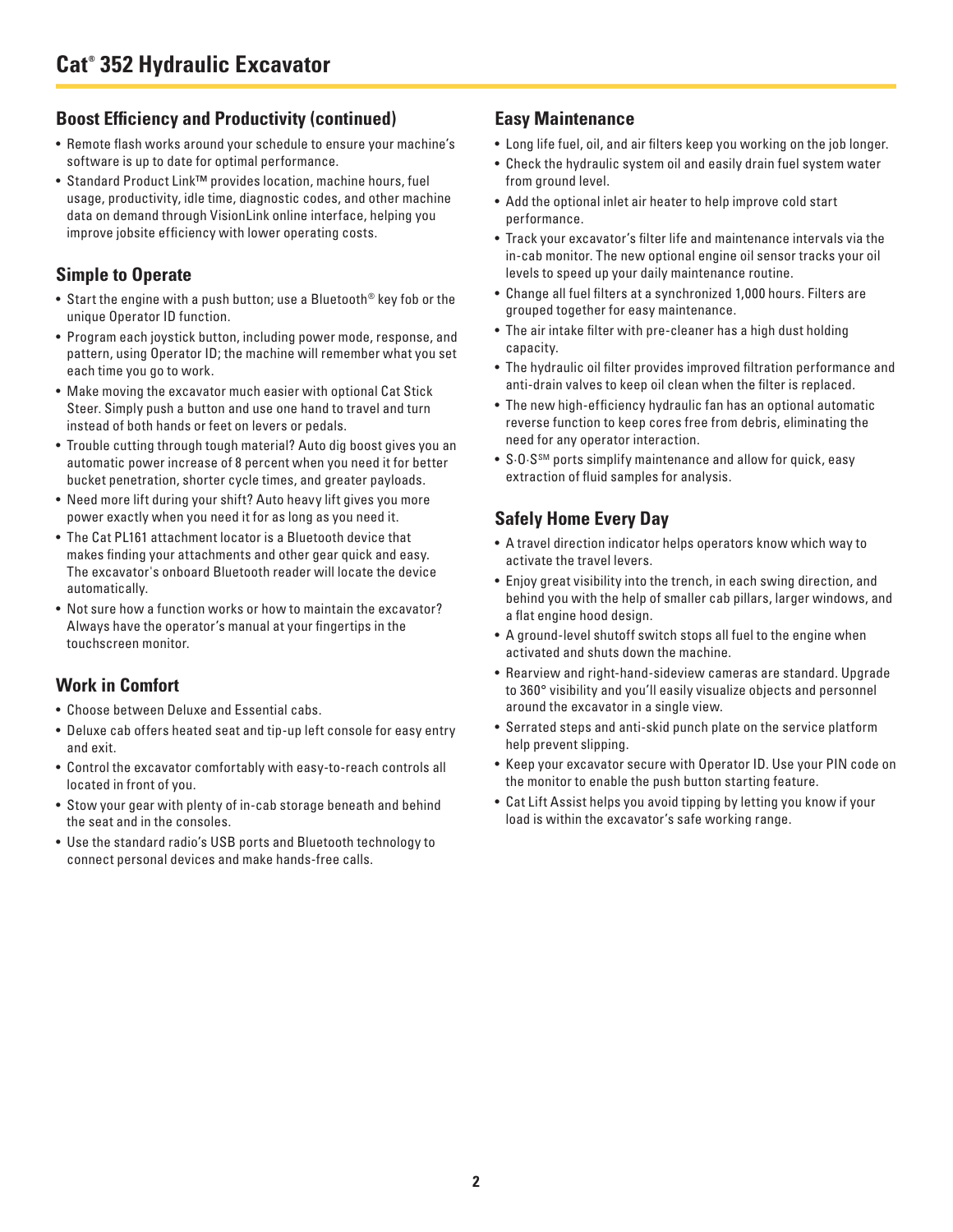# Cat® 352 Hydraulic Excavator

## Boost Efficiency and Productivity (continued)

- Remote flash works around your schedule to ensure your machine's software is up to date for optimal performance.
- Standard Product Link™ provides location, machine hours, fuel usage, productivity, idle time, diagnostic codes, and other machine data on demand through VisionLink online interface, helping you improve jobsite efficiency with lower operating costs.

## Simple to Operate

- Start the engine with a push button; use a Bluetooth® key fob or the unique Operator ID function.
- Program each joystick button, including power mode, response, and pattern, using Operator ID; the machine will remember what you set each time you go to work.
- Make moving the excavator much easier with optional Cat Stick Steer. Simply push a button and use one hand to travel and turn instead of both hands or feet on levers or pedals.
- Trouble cutting through tough material? Auto dig boost gives you an automatic power increase of 8 percent when you need it for better bucket penetration, shorter cycle times, and greater payloads.
- Need more lift during your shift? Auto heavy lift gives you more power exactly when you need it for as long as you need it.
- The Cat PL161 attachment locator is a Bluetooth device that makes finding your attachments and other gear quick and easy. The excavator's onboard Bluetooth reader will locate the device automatically.
- Not sure how a function works or how to maintain the excavator? Always have the operator's manual at your fingertips in the touchscreen monitor.

## Work in Comfort

- Choose between Deluxe and Essential cabs.
- Deluxe cab offers heated seat and tip-up left console for easy entry and exit.
- Control the excavator comfortably with easy-to-reach controls all located in front of you.
- Stow your gear with plenty of in-cab storage beneath and behind the seat and in the consoles.
- Use the standard radio's USB ports and Bluetooth technology to connect personal devices and make hands-free calls.

## Easy Maintenance

- Long life fuel, oil, and air filters keep you working on the job longer.
- Check the hydraulic system oil and easily drain fuel system water from ground level.
- Add the optional inlet air heater to help improve cold start performance.
- Track your excavator's filter life and maintenance intervals via the in-cab monitor. The new optional engine oil sensor tracks your oil levels to speed up your daily maintenance routine.
- Change all fuel filters at a synchronized 1,000 hours. Filters are grouped together for easy maintenance.
- The air intake filter with pre-cleaner has a high dust holding capacity.
- The hydraulic oil filter provides improved filtration performance and anti-drain valves to keep oil clean when the filter is replaced.
- The new high-efficiency hydraulic fan has an optional automatic reverse function to keep cores free from debris, eliminating the need for any operator interaction.
- S·O·S℠ ports simplify maintenance and allow for quick, easy extraction of fluid samples for analysis.

## Safely Home Every Day

- A travel direction indicator helps operators know which way to activate the travel levers.
- Enjoy great visibility into the trench, in each swing direction, and behind you with the help of smaller cab pillars, larger windows, and a flat engine hood design.
- A ground-level shutoff switch stops all fuel to the engine when activated and shuts down the machine.
- Rearview and right-hand-sideview cameras are standard. Upgrade to 360° visibility and you'll easily visualize objects and personnel around the excavator in a single view.
- Serrated steps and anti-skid punch plate on the service platform help prevent slipping.
- Keep your excavator secure with Operator ID. Use your PIN code on the monitor to enable the push button starting feature.
- Cat Lift Assist helps you avoid tipping by letting you know if your load is within the excavator's safe working range.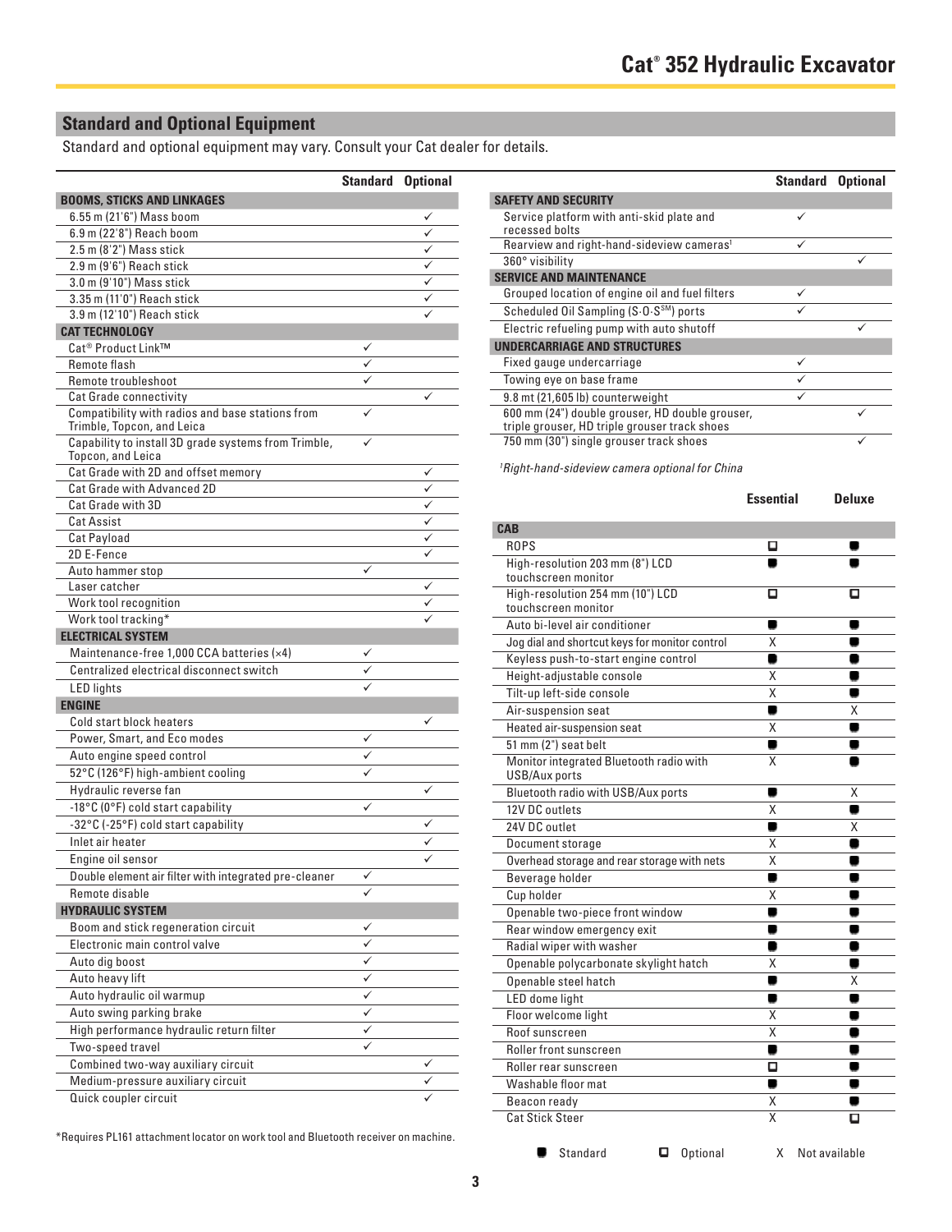## Standard and Optional Equipment

Standard and optional equipment may vary. Consult your Cat dealer for details.

| | Standard | Optional |
|---|---|---|
| **BOOMS, STICKS AND LINKAGES** | | |
| 6.55 m (21'6") Mass boom | | ✓ |
| 6.9 m (22'8") Reach boom | | ✓ |
| 2.5 m (8'2") Mass stick | | ✓ |
| 2.9 m (9'6") Reach stick | | ✓ |
| 3.0 m (9'10") Mass stick | | ✓ |
| 3.35 m (11'0") Reach stick | | ✓ |
| 3.9 m (12'10") Reach stick | | ✓ |
| **CAT TECHNOLOGY** | | |
| Cat® Product Link™ | ✓ | |
| Remote flash | ✓ | |
| Remote troubleshoot | ✓ | |
| Cat Grade connectivity | | ✓ |
| Compatibility with radios and base stations from Trimble, Topcon, and Leica | ✓ | |
| Capability to install 3D grade systems from Trimble, Topcon, and Leica | ✓ | |
| Cat Grade with 2D and offset memory | | ✓ |
| Cat Grade with Advanced 2D | | ✓ |
| Cat Grade with 3D | | ✓ |
| Cat Assist | | ✓ |
| Cat Payload | | ✓ |
| 2D E-Fence | | ✓ |
| Auto hammer stop | ✓ | |
| Laser catcher | | ✓ |
| Work tool recognition | | ✓ |
| Work tool tracking* | | ✓ |
| **ELECTRICAL SYSTEM** | | |
| Maintenance-free 1,000 CCA batteries (×4) | ✓ | |
| Centralized electrical disconnect switch | ✓ | |
| LED lights | ✓ | |
| **ENGINE** | | |
| Cold start block heaters | | ✓ |
| Power, Smart, and Eco modes | ✓ | |
| Auto engine speed control | ✓ | |
| 52°C (126°F) high-ambient cooling | ✓ | |
| Hydraulic reverse fan | | ✓ |
| -18°C (0°F) cold start capability | ✓ | |
| -32°C (-25°F) cold start capability | | ✓ |
| Inlet air heater | | ✓ |
| Engine oil sensor | | ✓ |
| Double element air filter with integrated pre-cleaner | ✓ | |
| Remote disable | ✓ | |
| **HYDRAULIC SYSTEM** | | |
| Boom and stick regeneration circuit | ✓ | |
| Electronic main control valve | ✓ | |
| Auto dig boost | ✓ | |
| Auto heavy lift | ✓ | |
| Auto hydraulic oil warmup | ✓ | |
| Auto swing parking brake | ✓ | |
| High performance hydraulic return filter | ✓ | |
| Two-speed travel | ✓ | |
| Combined two-way auxiliary circuit | | ✓ |
| Medium-pressure auxiliary circuit | | ✓ |
| Quick coupler circuit | | ✓ |

*Requires PL161 attachment locator on work tool and Bluetooth receiver on machine.

| | Standard | Optional |
|---|---|---|
| **SAFETY AND SECURITY** | | |
| Service platform with anti-skid plate and recessed bolts | ✓ | |
| Rearview and right-hand-sideview cameras[1] | ✓ | |
| 360° visibility | | ✓ |
| **SERVICE AND MAINTENANCE** | | |
| Grouped location of engine oil and fuel filters | ✓ | |
| Scheduled Oil Sampling (S·O·S℠) ports | ✓ | |
| Electric refueling pump with auto shutoff | | ✓ |
| **UNDERCARRIAGE AND STRUCTURES** | | |
| Fixed gauge undercarriage | ✓ | |
| Towing eye on base frame | ✓ | |
| 9.8 mt (21,605 lb) counterweight | ✓ | |
| 600 mm (24") double grouser, HD double grouser, triple grouser, HD triple grouser track shoes | | ✓ |
| 750 mm (30") single grouser track shoes | | ✓ |

[1]*Right-hand-sideview camera optional for China*

| | Essential | Deluxe |
|---|---|---|
| **CAB** | | |
| ROPS | Optional | Standard |
| High-resolution 203 mm (8") LCD touchscreen monitor | Standard | Standard |
| High-resolution 254 mm (10") LCD touchscreen monitor | Optional | Optional |
| Auto bi-level air conditioner | Standard | Standard |
| Jog dial and shortcut keys for monitor control | X | Standard |
| Keyless push-to-start engine control | Standard | Standard |
| Height-adjustable console | X | Standard |
| Tilt-up left-side console | X | Standard |
| Air-suspension seat | Standard | X |
| Heated air-suspension seat | X | Standard |
| 51 mm (2") seat belt | Standard | Standard |
| Monitor integrated Bluetooth radio with USB/Aux ports | X | Standard |
| Bluetooth radio with USB/Aux ports | Standard | X |
| 12V DC outlets | X | Standard |
| 24V DC outlet | Standard | X |
| Document storage | X | Standard |
| Overhead storage and rear storage with nets | X | Standard |
| Beverage holder | Standard | Standard |
| Cup holder | X | Standard |
| Openable two-piece front window | Standard | Standard |
| Rear window emergency exit | Standard | Standard |
| Radial wiper with washer | Standard | Standard |
| Openable polycarbonate skylight hatch | X | Standard |
| Openable steel hatch | Standard | X |
| LED dome light | Standard | Standard |
| Floor welcome light | X | Standard |
| Roof sunscreen | X | Standard |
| Roller front sunscreen | Standard | Standard |
| Roller rear sunscreen | Optional | Standard |
| Washable floor mat | Standard | Standard |
| Beacon ready | X | Standard |
| Cat Stick Steer | X | Optional |

■ Standard ☐ Optional X Not available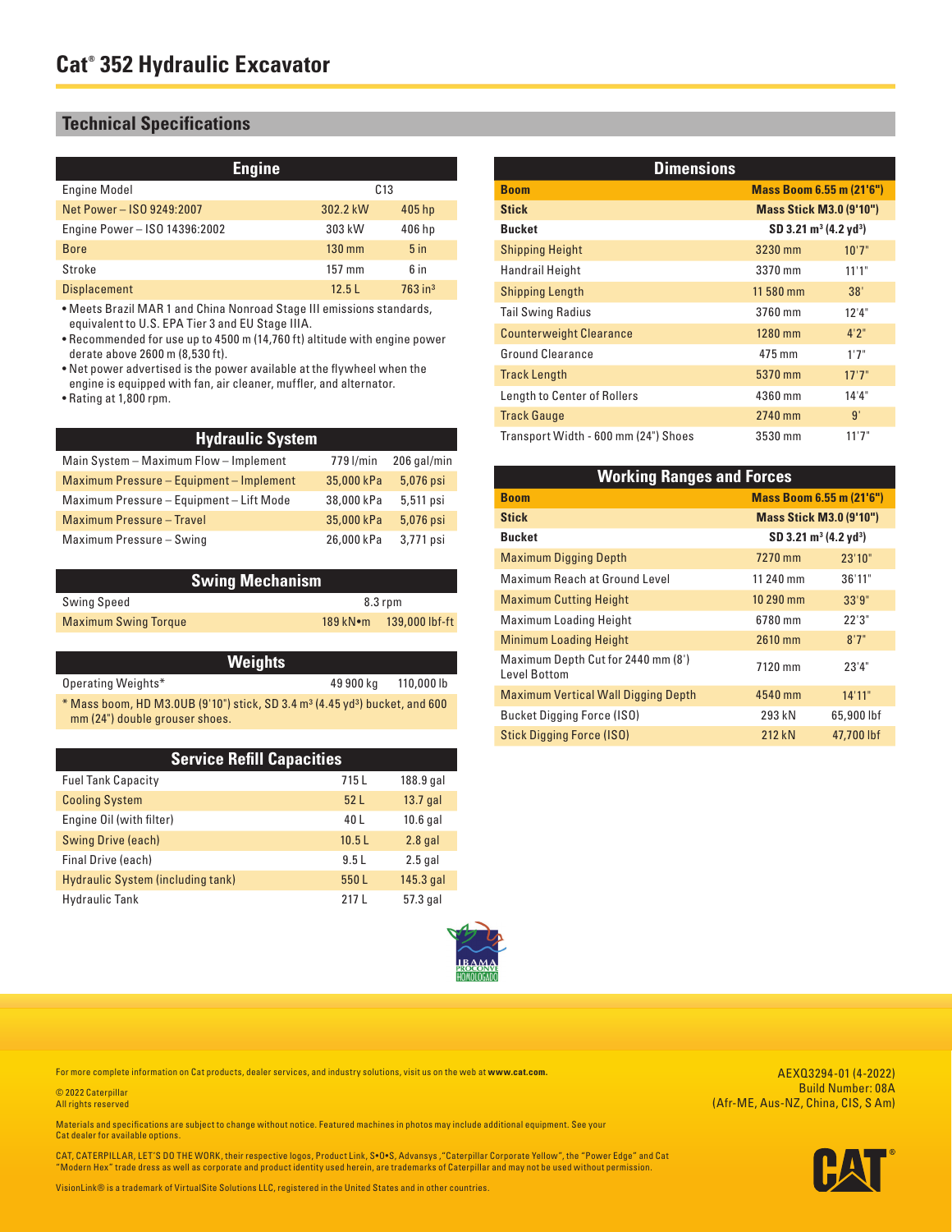# Cat® 352 Hydraulic Excavator

## Technical Specifications

| Engine | | |
|---|---|---|
| Engine Model | C13 | |
| Net Power – ISO 9249:2007 | 302.2 kW | 405 hp |
| Engine Power – ISO 14396:2002 | 303 kW | 406 hp |
| Bore | 130 mm | 5 in |
| Stroke | 157 mm | 6 in |
| Displacement | 12.5 L | 763 in³ |

- Meets Brazil MAR 1 and China Nonroad Stage III emissions standards, equivalent to U.S. EPA Tier 3 and EU Stage IIIA.
- Recommended for use up to 4500 m (14,760 ft) altitude with engine power derate above 2600 m (8,530 ft).
- Net power advertised is the power available at the flywheel when the engine is equipped with fan, air cleaner, muffler, and alternator.
- Rating at 1,800 rpm.

| Hydraulic System | | |
|---|---|---|
| Main System – Maximum Flow – Implement | 779 l/min | 206 gal/min |
| Maximum Pressure – Equipment – Implement | 35,000 kPa | 5,076 psi |
| Maximum Pressure – Equipment – Lift Mode | 38,000 kPa | 5,511 psi |
| Maximum Pressure – Travel | 35,000 kPa | 5,076 psi |
| Maximum Pressure – Swing | 26,000 kPa | 3,771 psi |

| Swing Mechanism | | |
|---|---|---|
| Swing Speed | 8.3 rpm | |
| Maximum Swing Torque | 189 kN•m | 139,000 lbf-ft |

| Weights | | |
|---|---|---|
| Operating Weights* | 49 900 kg | 110,000 lb |

\* Mass boom, HD M3.0UB (9'10") stick, SD 3.4 m³ (4.45 yd³) bucket, and 600 mm (24") double grouser shoes.

| Service Refill Capacities | | |
|---|---|---|
| Fuel Tank Capacity | 715 L | 188.9 gal |
| Cooling System | 52 L | 13.7 gal |
| Engine Oil (with filter) | 40 L | 10.6 gal |
| Swing Drive (each) | 10.5 L | 2.8 gal |
| Final Drive (each) | 9.5 L | 2.5 gal |
| Hydraulic System (including tank) | 550 L | 145.3 gal |
| Hydraulic Tank | 217 L | 57.3 gal |

| Dimensions | | |
|---|---|---|
| Boom | Mass Boom 6.55 m (21'6") | |
| Stick | Mass Stick M3.0 (9'10") | |
| Bucket | SD 3.21 m³ (4.2 yd³) | |
| Shipping Height | 3230 mm | 10'7" |
| Handrail Height | 3370 mm | 11'1" |
| Shipping Length | 11 580 mm | 38' |
| Tail Swing Radius | 3760 mm | 12'4" |
| Counterweight Clearance | 1280 mm | 4'2" |
| Ground Clearance | 475 mm | 1'7" |
| Track Length | 5370 mm | 17'7" |
| Length to Center of Rollers | 4360 mm | 14'4" |
| Track Gauge | 2740 mm | 9' |
| Transport Width - 600 mm (24") Shoes | 3530 mm | 11'7" |

| Working Ranges and Forces | | |
|---|---|---|
| Boom | Mass Boom 6.55 m (21'6") | |
| Stick | Mass Stick M3.0 (9'10") | |
| Bucket | SD 3.21 m³ (4.2 yd³) | |
| Maximum Digging Depth | 7270 mm | 23'10" |
| Maximum Reach at Ground Level | 11 240 mm | 36'11" |
| Maximum Cutting Height | 10 290 mm | 33'9" |
| Maximum Loading Height | 6780 mm | 22'3" |
| Minimum Loading Height | 2610 mm | 8'7" |
| Maximum Depth Cut for 2440 mm (8') Level Bottom | 7120 mm | 23'4" |
| Maximum Vertical Wall Digging Depth | 4540 mm | 14'11" |
| Bucket Digging Force (ISO) | 293 kN | 65,900 lbf |
| Stick Digging Force (ISO) | 212 kN | 47,700 lbf |

IBAMA PROCONVE HOMOLOGADO

For more complete information on Cat products, dealer services, and industry solutions, visit us on the web at **www.cat.com.**

© 2022 Caterpillar
All rights reserved

Materials and specifications are subject to change without notice. Featured machines in photos may include additional equipment. See your Cat dealer for available options.

CAT, CATERPILLAR, LET'S DO THE WORK, their respective logos, Product Link, S•O•S, Advansys ,"Caterpillar Corporate Yellow", the "Power Edge" and Cat "Modern Hex" trade dress as well as corporate and product identity used herein, are trademarks of Caterpillar and may not be used without permission.

VisionLink® is a trademark of VirtualSite Solutions LLC, registered in the United States and in other countries.

AEXQ3294-01 (4-2022)
Build Number: 08A
(Afr-ME, Aus-NZ, China, CIS, S Am)